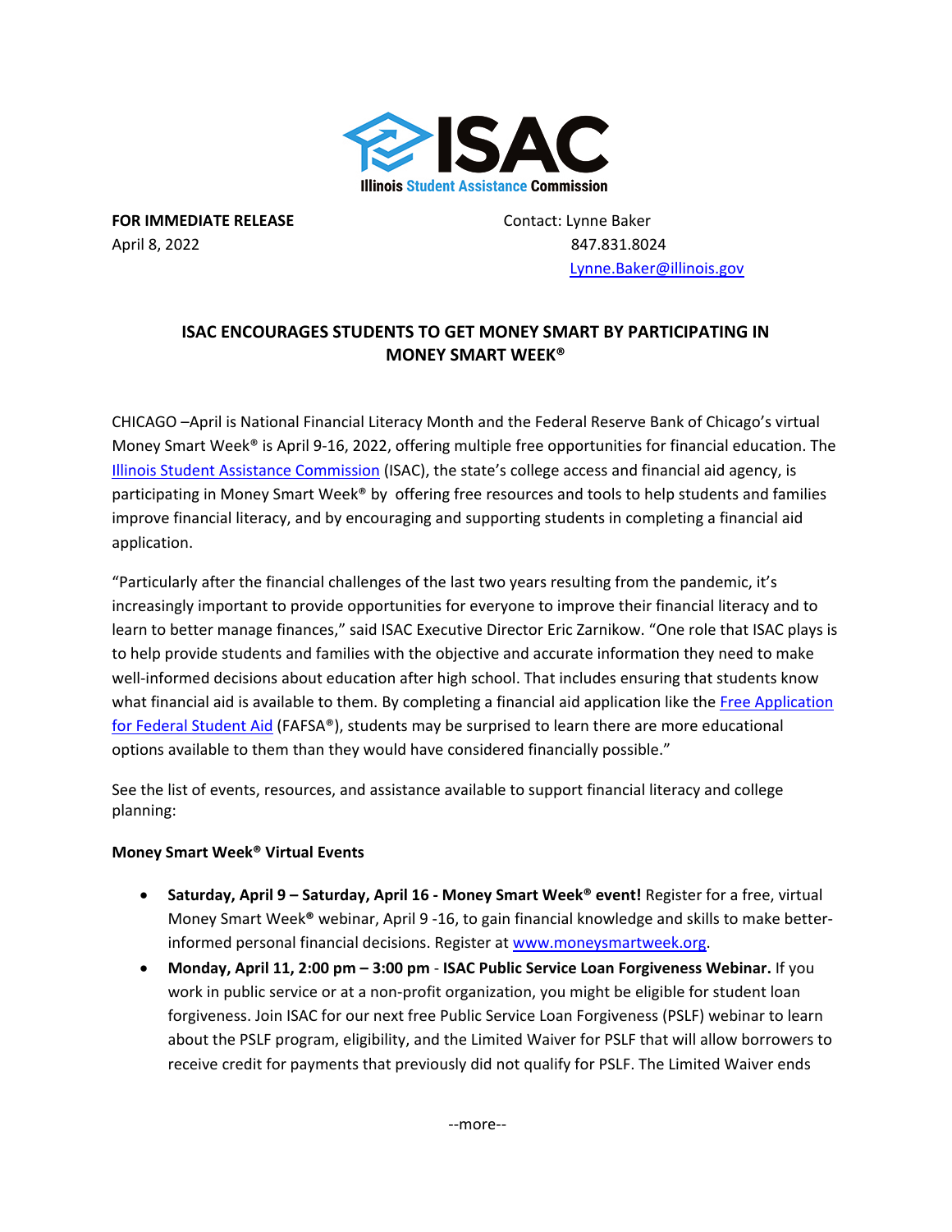ISAC

Illinois Student Assistance Commission

**FOR IMMEDIATE RELEASE**
April 8, 2022

Contact: Lynne Baker
847.831.8024
Lynne.Baker@illinois.gov

## ISAC ENCOURAGES STUDENTS TO GET MONEY SMART BY PARTICIPATING IN MONEY SMART WEEK®

CHICAGO –April is National Financial Literacy Month and the Federal Reserve Bank of Chicago's virtual Money Smart Week® is April 9-16, 2022, offering multiple free opportunities for financial education. The Illinois Student Assistance Commission (ISAC), the state's college access and financial aid agency, is participating in Money Smart Week® by offering free resources and tools to help students and families improve financial literacy, and by encouraging and supporting students in completing a financial aid application.

"Particularly after the financial challenges of the last two years resulting from the pandemic, it's increasingly important to provide opportunities for everyone to improve their financial literacy and to learn to better manage finances," said ISAC Executive Director Eric Zarnikow. "One role that ISAC plays is to help provide students and families with the objective and accurate information they need to make well-informed decisions about education after high school. That includes ensuring that students know what financial aid is available to them. By completing a financial aid application like the Free Application for Federal Student Aid (FAFSA®), students may be surprised to learn there are more educational options available to them than they would have considered financially possible."

See the list of events, resources, and assistance available to support financial literacy and college planning:

**Money Smart Week® Virtual Events**

- **Saturday, April 9 – Saturday, April 16 - Money Smart Week® event!** Register for a free, virtual Money Smart Week® webinar, April 9 -16, to gain financial knowledge and skills to make better-informed personal financial decisions. Register at www.moneysmartweek.org.
- **Monday, April 11, 2:00 pm – 3:00 pm** - **ISAC Public Service Loan Forgiveness Webinar.** If you work in public service or at a non-profit organization, you might be eligible for student loan forgiveness. Join ISAC for our next free Public Service Loan Forgiveness (PSLF) webinar to learn about the PSLF program, eligibility, and the Limited Waiver for PSLF that will allow borrowers to receive credit for payments that previously did not qualify for PSLF. The Limited Waiver ends

--more--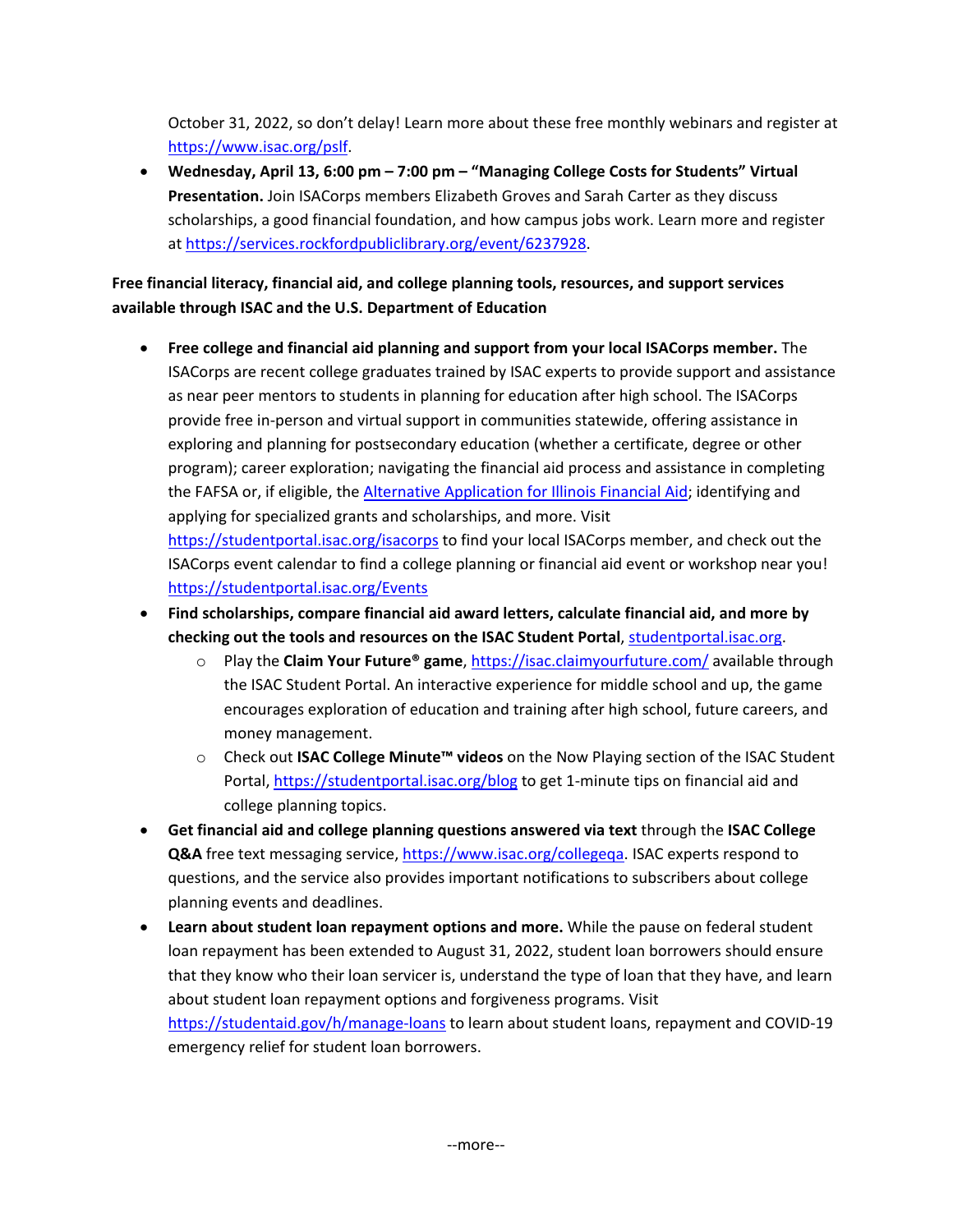October 31, 2022, so don't delay! Learn more about these free monthly webinars and register at https://www.isac.org/pslf.

- **Wednesday, April 13, 6:00 pm – 7:00 pm – "Managing College Costs for Students" Virtual Presentation.** Join ISACorps members Elizabeth Groves and Sarah Carter as they discuss scholarships, a good financial foundation, and how campus jobs work. Learn more and register at https://services.rockfordpubliclibrary.org/event/6237928.

**Free financial literacy, financial aid, and college planning tools, resources, and support services available through ISAC and the U.S. Department of Education**

- **Free college and financial aid planning and support from your local ISACorps member.** The ISACorps are recent college graduates trained by ISAC experts to provide support and assistance as near peer mentors to students in planning for education after high school. The ISACorps provide free in-person and virtual support in communities statewide, offering assistance in exploring and planning for postsecondary education (whether a certificate, degree or other program); career exploration; navigating the financial aid process and assistance in completing the FAFSA or, if eligible, the Alternative Application for Illinois Financial Aid; identifying and applying for specialized grants and scholarships, and more. Visit https://studentportal.isac.org/isacorps to find your local ISACorps member, and check out the ISACorps event calendar to find a college planning or financial aid event or workshop near you! https://studentportal.isac.org/Events
- **Find scholarships, compare financial aid award letters, calculate financial aid, and more by checking out the tools and resources on the ISAC Student Portal**, studentportal.isac.org.
  - Play the **Claim Your Future® game**, https://isac.claimyourfuture.com/ available through the ISAC Student Portal. An interactive experience for middle school and up, the game encourages exploration of education and training after high school, future careers, and money management.
  - Check out **ISAC College Minute™ videos** on the Now Playing section of the ISAC Student Portal, https://studentportal.isac.org/blog to get 1-minute tips on financial aid and college planning topics.
- **Get financial aid and college planning questions answered via text** through the **ISAC College Q&A** free text messaging service, https://www.isac.org/collegeqa. ISAC experts respond to questions, and the service also provides important notifications to subscribers about college planning events and deadlines.
- **Learn about student loan repayment options and more.** While the pause on federal student loan repayment has been extended to August 31, 2022, student loan borrowers should ensure that they know who their loan servicer is, understand the type of loan that they have, and learn about student loan repayment options and forgiveness programs. Visit https://studentaid.gov/h/manage-loans to learn about student loans, repayment and COVID-19 emergency relief for student loan borrowers.

--more--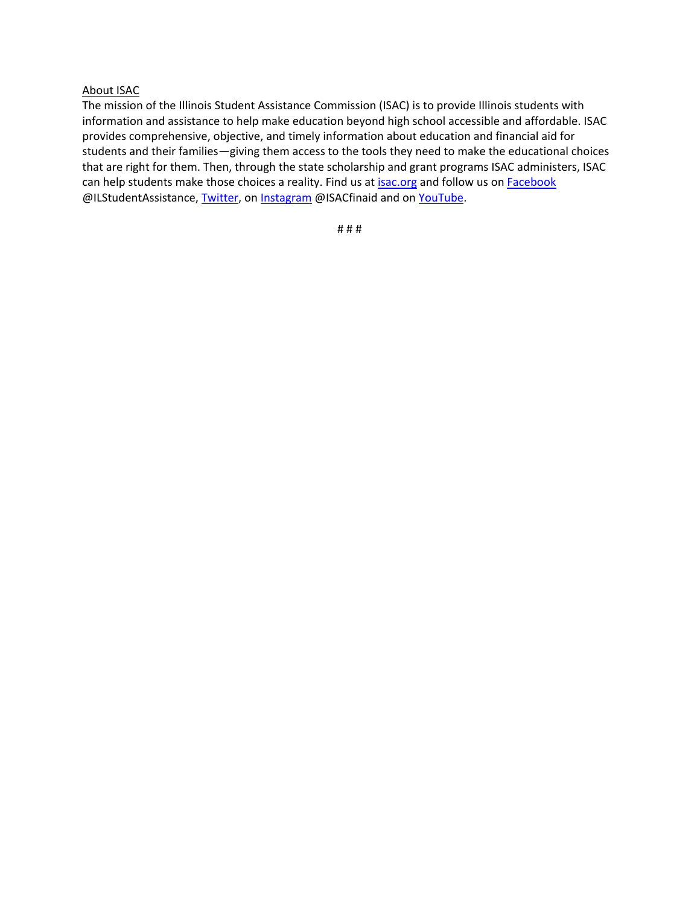About ISAC

The mission of the Illinois Student Assistance Commission (ISAC) is to provide Illinois students with information and assistance to help make education beyond high school accessible and affordable. ISAC provides comprehensive, objective, and timely information about education and financial aid for students and their families—giving them access to the tools they need to make the educational choices that are right for them. Then, through the state scholarship and grant programs ISAC administers, ISAC can help students make those choices a reality. Find us at isac.org and follow us on Facebook @ILStudentAssistance, Twitter, on Instagram @ISACfinaid and on YouTube.

# # #